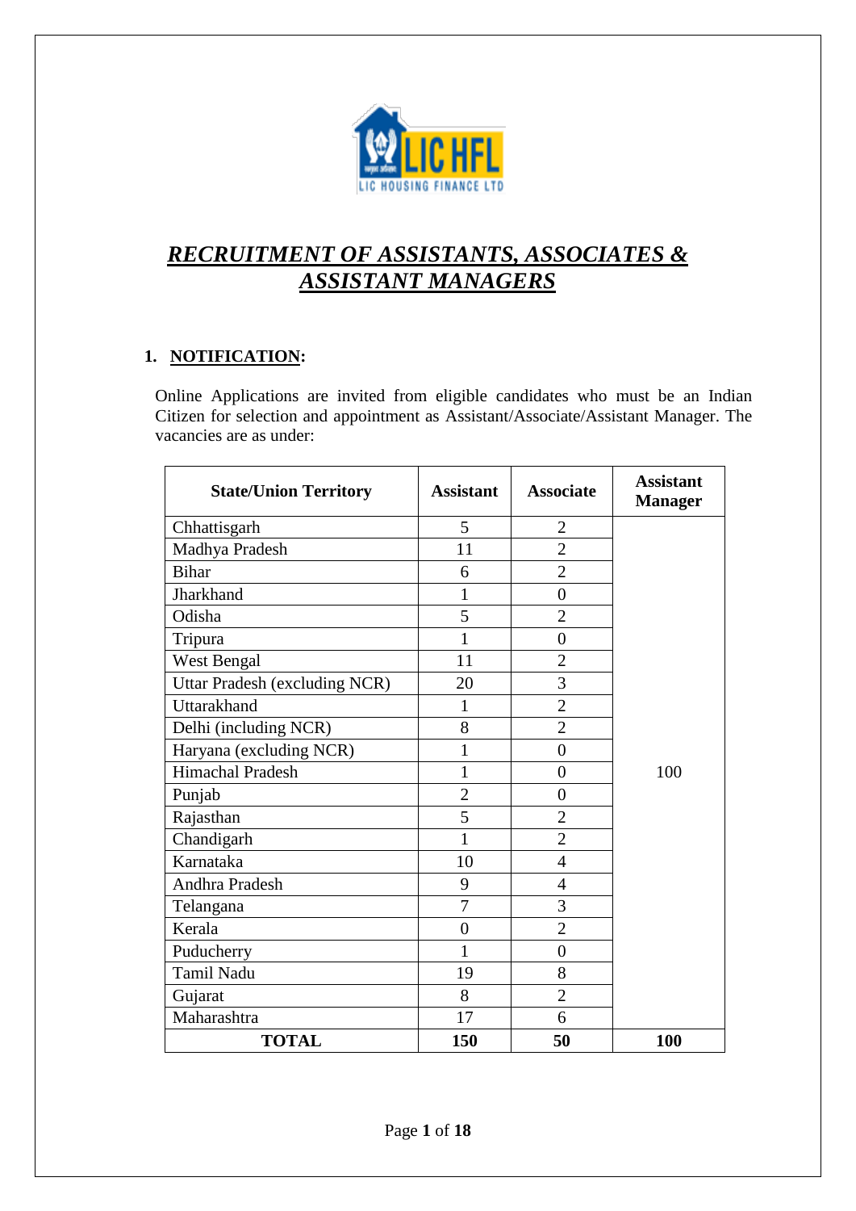# *RECRUITMENT OF ASSISTANTS, ASSOCIATES & ASSISTANT MANAGERS*

## 1. NOTIFICATION:

Online Applications are invited from eligible candidates who must be an Indian Citizen for selection and appointment as Assistant/Associate/Assistant Manager. The vacancies are as under:

| State/Union Territory | Assistant | Associate | Assistant Manager |
|---|---|---|---|
| Chhattisgarh | 5 | 2 | 100 |
| Madhya Pradesh | 11 | 2 | |
| Bihar | 6 | 2 | |
| Jharkhand | 1 | 0 | |
| Odisha | 5 | 2 | |
| Tripura | 1 | 0 | |
| West Bengal | 11 | 2 | |
| Uttar Pradesh (excluding NCR) | 20 | 3 | |
| Uttarakhand | 1 | 2 | |
| Delhi (including NCR) | 8 | 2 | |
| Haryana (excluding NCR) | 1 | 0 | |
| Himachal Pradesh | 1 | 0 | |
| Punjab | 2 | 0 | |
| Rajasthan | 5 | 2 | |
| Chandigarh | 1 | 2 | |
| Karnataka | 10 | 4 | |
| Andhra Pradesh | 9 | 4 | |
| Telangana | 7 | 3 | |
| Kerala | 0 | 2 | |
| Puducherry | 1 | 0 | |
| Tamil Nadu | 19 | 8 | |
| Gujarat | 8 | 2 | |
| Maharashtra | 17 | 6 | |
| **TOTAL** | **150** | **50** | **100** |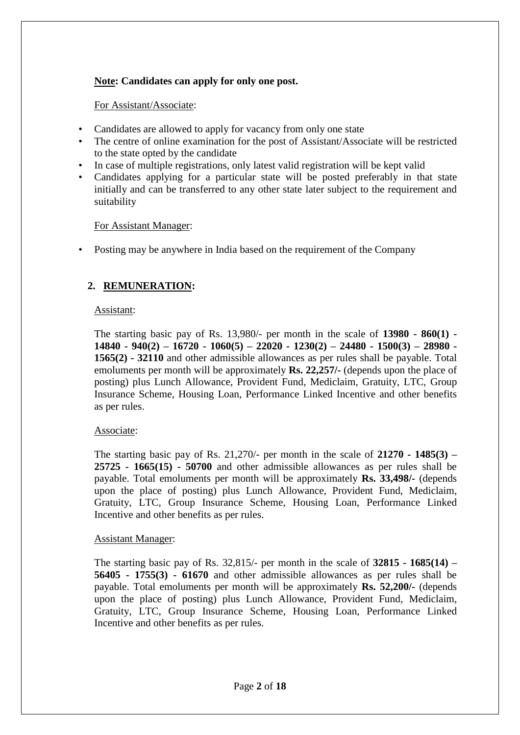**<u>Note</u>: Candidates can apply for only one post.**

<u>For Assistant/Associate</u>:

- Candidates are allowed to apply for vacancy from only one state
- The centre of online examination for the post of Assistant/Associate will be restricted to the state opted by the candidate
- In case of multiple registrations, only latest valid registration will be kept valid
- Candidates applying for a particular state will be posted preferably in that state initially and can be transferred to any other state later subject to the requirement and suitability

<u>For Assistant Manager</u>:

- Posting may be anywhere in India based on the requirement of the Company

## 2. <u>REMUNERATION:</u>

<u>Assistant</u>:

The starting basic pay of Rs. 13,980/- per month in the scale of **13980 - 860(1) - 14840 - 940(2) – 16720 - 1060(5) – 22020 - 1230(2) – 24480 - 1500(3) – 28980 - 1565(2) - 32110** and other admissible allowances as per rules shall be payable. Total emoluments per month will be approximately **Rs. 22,257/-** (depends upon the place of posting) plus Lunch Allowance, Provident Fund, Mediclaim, Gratuity, LTC, Group Insurance Scheme, Housing Loan, Performance Linked Incentive and other benefits as per rules.

<u>Associate</u>:

The starting basic pay of Rs. 21,270/- per month in the scale of **21270 - 1485(3) – 25725 - 1665(15) - 50700** and other admissible allowances as per rules shall be payable. Total emoluments per month will be approximately **Rs. 33,498/-** (depends upon the place of posting) plus Lunch Allowance, Provident Fund, Mediclaim, Gratuity, LTC, Group Insurance Scheme, Housing Loan, Performance Linked Incentive and other benefits as per rules.

<u>Assistant Manager</u>:

The starting basic pay of Rs. 32,815/- per month in the scale of **32815 - 1685(14) – 56405 - 1755(3) - 61670** and other admissible allowances as per rules shall be payable. Total emoluments per month will be approximately **Rs. 52,200/-** (depends upon the place of posting) plus Lunch Allowance, Provident Fund, Mediclaim, Gratuity, LTC, Group Insurance Scheme, Housing Loan, Performance Linked Incentive and other benefits as per rules.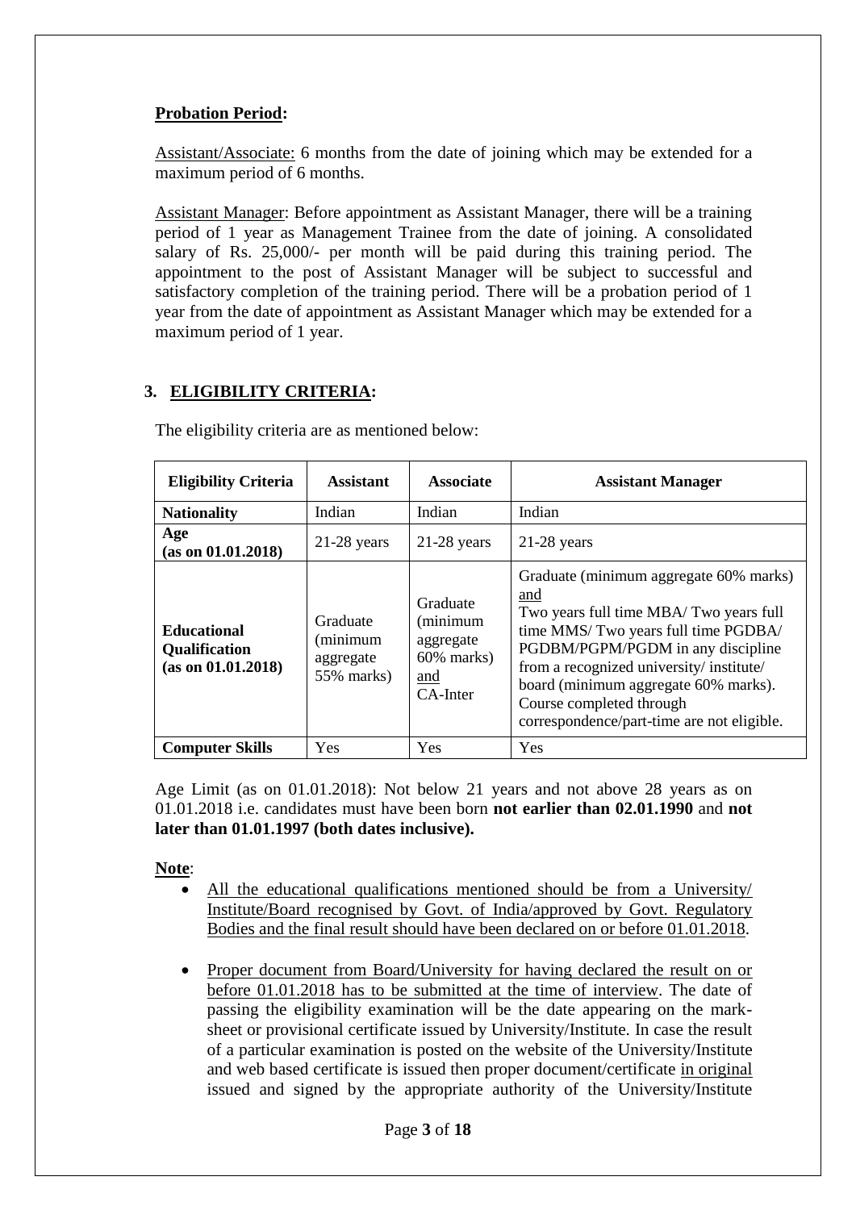**Probation Period:**

Assistant/Associate: 6 months from the date of joining which may be extended for a maximum period of 6 months.

Assistant Manager: Before appointment as Assistant Manager, there will be a training period of 1 year as Management Trainee from the date of joining. A consolidated salary of Rs. 25,000/- per month will be paid during this training period. The appointment to the post of Assistant Manager will be subject to successful and satisfactory completion of the training period. There will be a probation period of 1 year from the date of appointment as Assistant Manager which may be extended for a maximum period of 1 year.

## 3. ELIGIBILITY CRITERIA:

The eligibility criteria are as mentioned below:

| Eligibility Criteria | Assistant | Associate | Assistant Manager |
|---|---|---|---|
| **Nationality** | Indian | Indian | Indian |
| **Age (as on 01.01.2018)** | 21-28 years | 21-28 years | 21-28 years |
| **Educational Qualification (as on 01.01.2018)** | Graduate (minimum aggregate 55% marks) | Graduate (minimum aggregate 60% marks) and CA-Inter | Graduate (minimum aggregate 60% marks) and Two years full time MBA/ Two years full time MMS/ Two years full time PGDBA/ PGDBM/PGPM/PGDM in any discipline from a recognized university/ institute/ board (minimum aggregate 60% marks). Course completed through correspondence/part-time are not eligible. |
| **Computer Skills** | Yes | Yes | Yes |

Age Limit (as on 01.01.2018): Not below 21 years and not above 28 years as on 01.01.2018 i.e. candidates must have been born **not earlier than 02.01.1990** and **not later than 01.01.1997 (both dates inclusive).**

**Note**:

- All the educational qualifications mentioned should be from a University/ Institute/Board recognised by Govt. of India/approved by Govt. Regulatory Bodies and the final result should have been declared on or before 01.01.2018.
- Proper document from Board/University for having declared the result on or before 01.01.2018 has to be submitted at the time of interview. The date of passing the eligibility examination will be the date appearing on the mark-sheet or provisional certificate issued by University/Institute. In case the result of a particular examination is posted on the website of the University/Institute and web based certificate is issued then proper document/certificate in original issued and signed by the appropriate authority of the University/Institute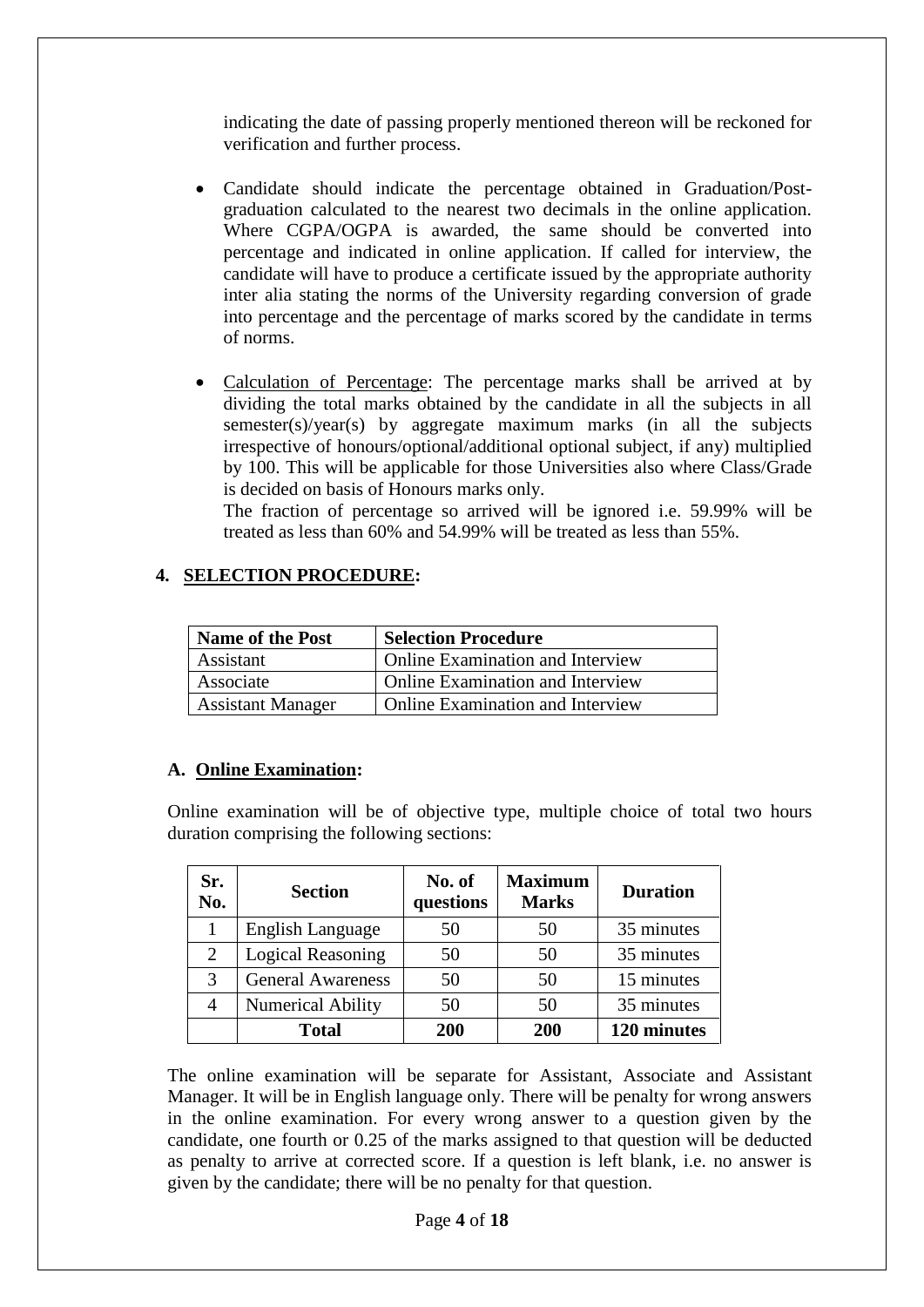indicating the date of passing properly mentioned thereon will be reckoned for verification and further process.

- Candidate should indicate the percentage obtained in Graduation/Post-graduation calculated to the nearest two decimals in the online application. Where CGPA/OGPA is awarded, the same should be converted into percentage and indicated in online application. If called for interview, the candidate will have to produce a certificate issued by the appropriate authority inter alia stating the norms of the University regarding conversion of grade into percentage and the percentage of marks scored by the candidate in terms of norms.

- Calculation of Percentage: The percentage marks shall be arrived at by dividing the total marks obtained by the candidate in all the subjects in all semester(s)/year(s) by aggregate maximum marks (in all the subjects irrespective of honours/optional/additional optional subject, if any) multiplied by 100. This will be applicable for those Universities also where Class/Grade is decided on basis of Honours marks only.
  The fraction of percentage so arrived will be ignored i.e. 59.99% will be treated as less than 60% and 54.99% will be treated as less than 55%.

## 4. SELECTION PROCEDURE:

| Name of the Post | Selection Procedure |
|---|---|
| Assistant | Online Examination and Interview |
| Associate | Online Examination and Interview |
| Assistant Manager | Online Examination and Interview |

### A. Online Examination:

Online examination will be of objective type, multiple choice of total two hours duration comprising the following sections:

| Sr. No. | Section | No. of questions | Maximum Marks | Duration |
|---|---|---|---|---|
| 1 | English Language | 50 | 50 | 35 minutes |
| 2 | Logical Reasoning | 50 | 50 | 35 minutes |
| 3 | General Awareness | 50 | 50 | 15 minutes |
| 4 | Numerical Ability | 50 | 50 | 35 minutes |
| | **Total** | **200** | **200** | **120 minutes** |

The online examination will be separate for Assistant, Associate and Assistant Manager. It will be in English language only. There will be penalty for wrong answers in the online examination. For every wrong answer to a question given by the candidate, one fourth or 0.25 of the marks assigned to that question will be deducted as penalty to arrive at corrected score. If a question is left blank, i.e. no answer is given by the candidate; there will be no penalty for that question.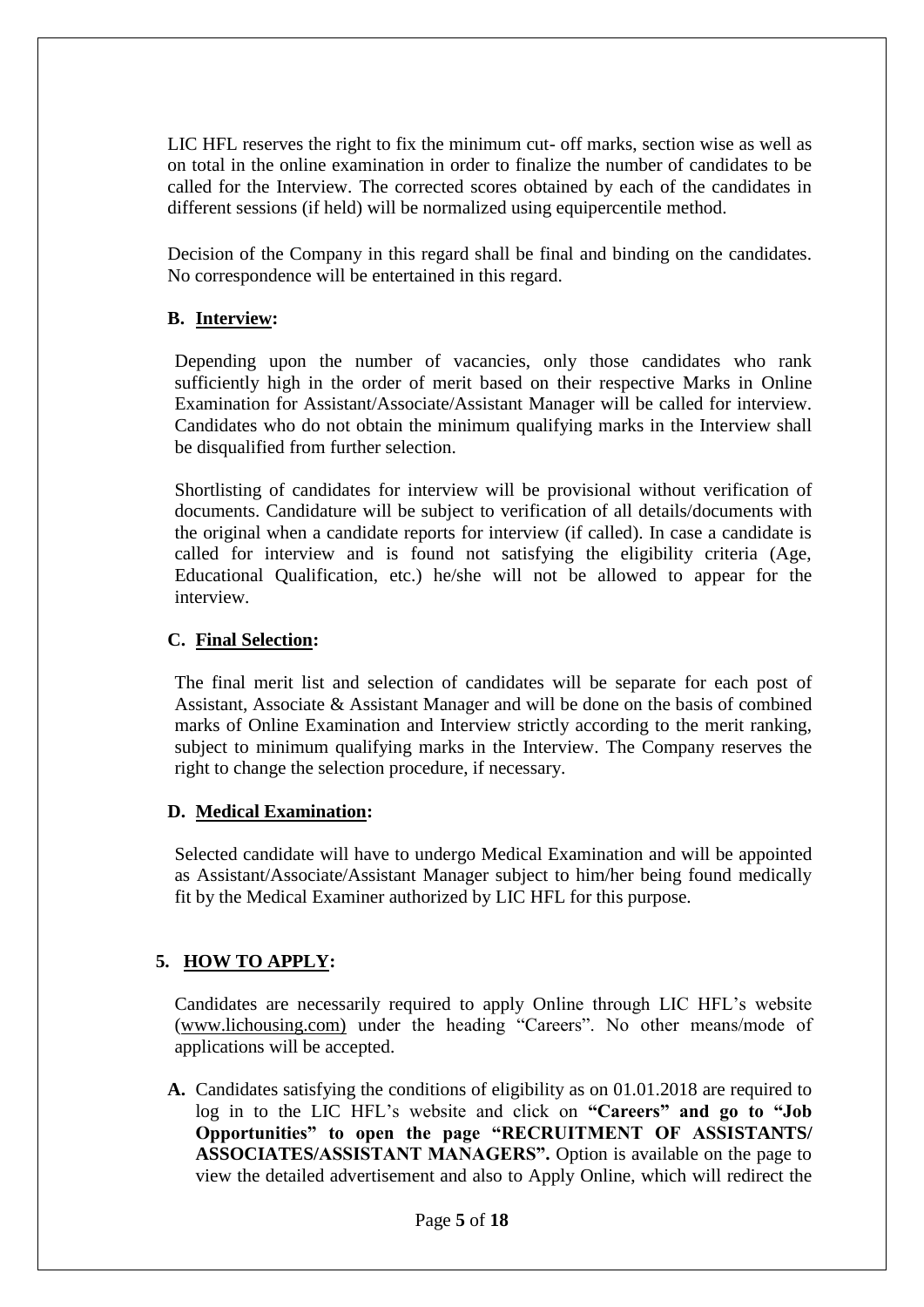LIC HFL reserves the right to fix the minimum cut- off marks, section wise as well as on total in the online examination in order to finalize the number of candidates to be called for the Interview. The corrected scores obtained by each of the candidates in different sessions (if held) will be normalized using equipercentile method.

Decision of the Company in this regard shall be final and binding on the candidates. No correspondence will be entertained in this regard.

### B. Interview:

Depending upon the number of vacancies, only those candidates who rank sufficiently high in the order of merit based on their respective Marks in Online Examination for Assistant/Associate/Assistant Manager will be called for interview. Candidates who do not obtain the minimum qualifying marks in the Interview shall be disqualified from further selection.

Shortlisting of candidates for interview will be provisional without verification of documents. Candidature will be subject to verification of all details/documents with the original when a candidate reports for interview (if called). In case a candidate is called for interview and is found not satisfying the eligibility criteria (Age, Educational Qualification, etc.) he/she will not be allowed to appear for the interview.

### C. Final Selection:

The final merit list and selection of candidates will be separate for each post of Assistant, Associate & Assistant Manager and will be done on the basis of combined marks of Online Examination and Interview strictly according to the merit ranking, subject to minimum qualifying marks in the Interview. The Company reserves the right to change the selection procedure, if necessary.

### D. Medical Examination:

Selected candidate will have to undergo Medical Examination and will be appointed as Assistant/Associate/Assistant Manager subject to him/her being found medically fit by the Medical Examiner authorized by LIC HFL for this purpose.

## 5. HOW TO APPLY:

Candidates are necessarily required to apply Online through LIC HFL's website (www.lichousing.com) under the heading "Careers". No other means/mode of applications will be accepted.

**A.** Candidates satisfying the conditions of eligibility as on 01.01.2018 are required to log in to the LIC HFL's website and click on **"Careers" and go to "Job Opportunities" to open the page "RECRUITMENT OF ASSISTANTS/ ASSOCIATES/ASSISTANT MANAGERS".** Option is available on the page to view the detailed advertisement and also to Apply Online, which will redirect the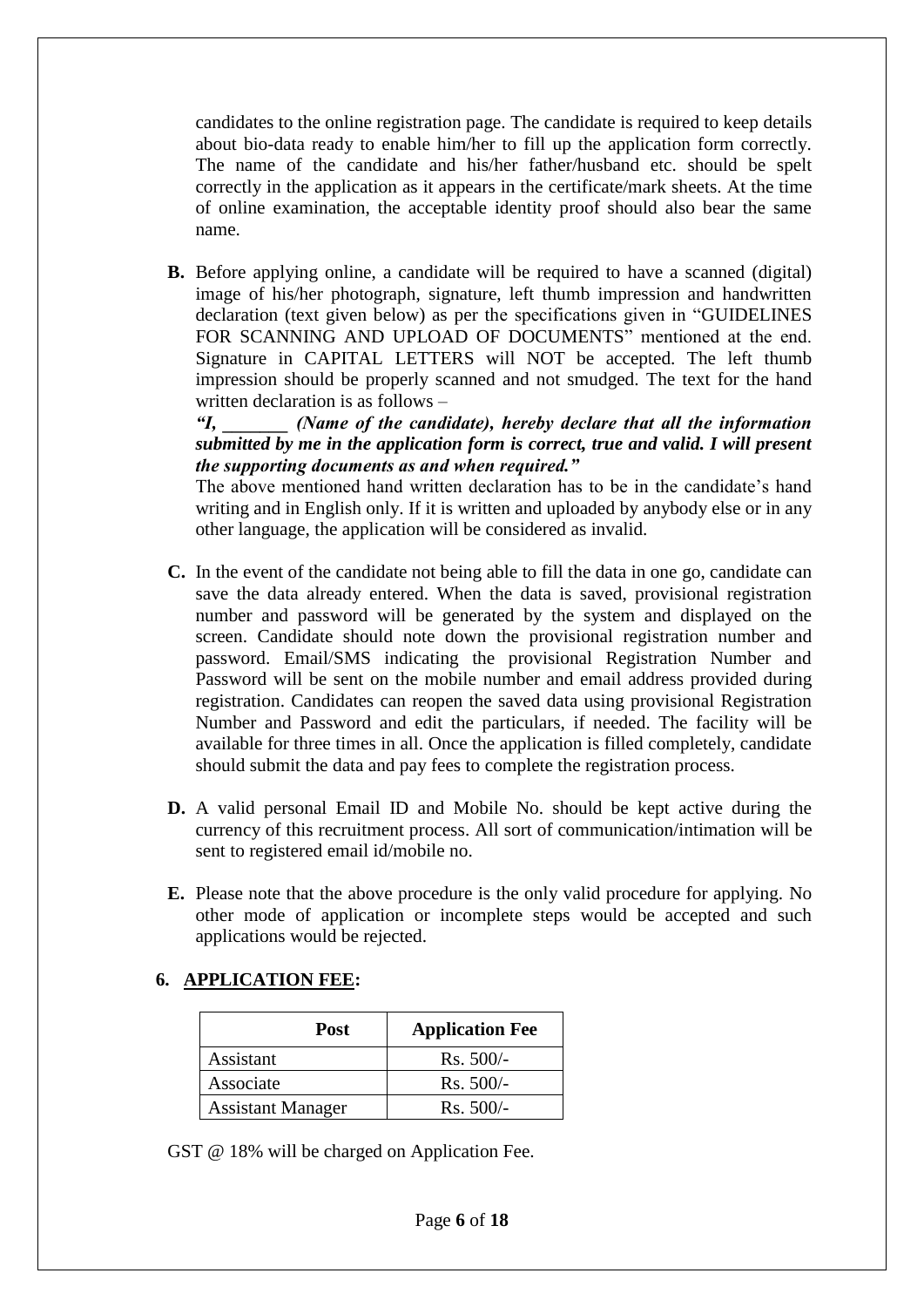candidates to the online registration page. The candidate is required to keep details about bio-data ready to enable him/her to fill up the application form correctly. The name of the candidate and his/her father/husband etc. should be spelt correctly in the application as it appears in the certificate/mark sheets. At the time of online examination, the acceptable identity proof should also bear the same name.

**B.** Before applying online, a candidate will be required to have a scanned (digital) image of his/her photograph, signature, left thumb impression and handwritten declaration (text given below) as per the specifications given in "GUIDELINES FOR SCANNING AND UPLOAD OF DOCUMENTS" mentioned at the end. Signature in CAPITAL LETTERS will NOT be accepted. The left thumb impression should be properly scanned and not smudged. The text for the hand written declaration is as follows –

***"I, _______ (Name of the candidate), hereby declare that all the information submitted by me in the application form is correct, true and valid. I will present the supporting documents as and when required."***

The above mentioned hand written declaration has to be in the candidate's hand writing and in English only. If it is written and uploaded by anybody else or in any other language, the application will be considered as invalid.

**C.** In the event of the candidate not being able to fill the data in one go, candidate can save the data already entered. When the data is saved, provisional registration number and password will be generated by the system and displayed on the screen. Candidate should note down the provisional registration number and password. Email/SMS indicating the provisional Registration Number and Password will be sent on the mobile number and email address provided during registration. Candidates can reopen the saved data using provisional Registration Number and Password and edit the particulars, if needed. The facility will be available for three times in all. Once the application is filled completely, candidate should submit the data and pay fees to complete the registration process.

**D.** A valid personal Email ID and Mobile No. should be kept active during the currency of this recruitment process. All sort of communication/intimation will be sent to registered email id/mobile no.

**E.** Please note that the above procedure is the only valid procedure for applying. No other mode of application or incomplete steps would be accepted and such applications would be rejected.

## 6. APPLICATION FEE:

| Post | Application Fee |
| --- | --- |
| Assistant | Rs. 500/- |
| Associate | Rs. 500/- |
| Assistant Manager | Rs. 500/- |

GST @ 18% will be charged on Application Fee.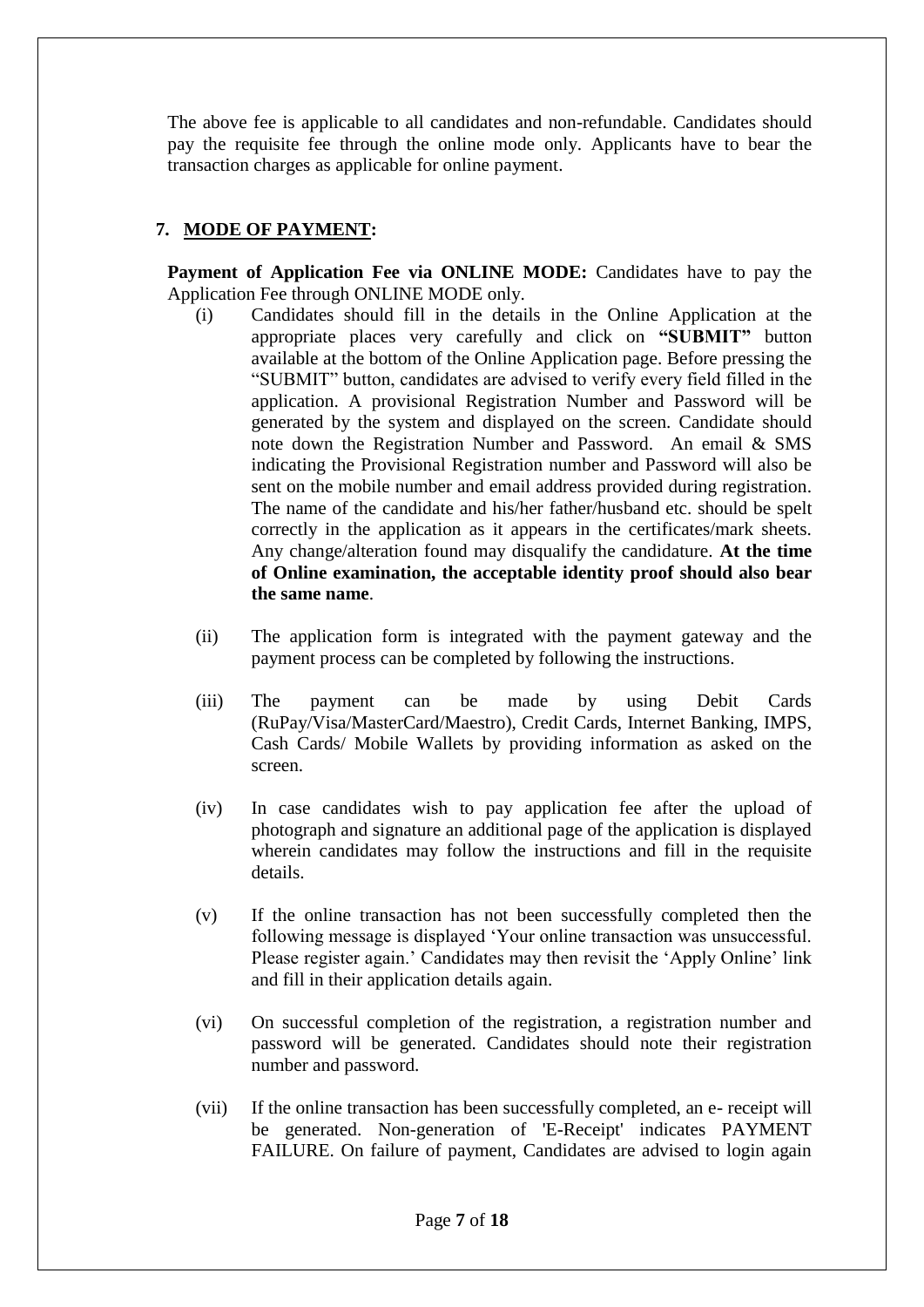The above fee is applicable to all candidates and non-refundable. Candidates should pay the requisite fee through the online mode only. Applicants have to bear the transaction charges as applicable for online payment.

## 7. MODE OF PAYMENT:

**Payment of Application Fee via ONLINE MODE:** Candidates have to pay the Application Fee through ONLINE MODE only.

(i) Candidates should fill in the details in the Online Application at the appropriate places very carefully and click on **"SUBMIT"** button available at the bottom of the Online Application page. Before pressing the "SUBMIT" button, candidates are advised to verify every field filled in the application. A provisional Registration Number and Password will be generated by the system and displayed on the screen. Candidate should note down the Registration Number and Password. An email & SMS indicating the Provisional Registration number and Password will also be sent on the mobile number and email address provided during registration. The name of the candidate and his/her father/husband etc. should be spelt correctly in the application as it appears in the certificates/mark sheets. Any change/alteration found may disqualify the candidature. **At the time of Online examination, the acceptable identity proof should also bear the same name**.

(ii) The application form is integrated with the payment gateway and the payment process can be completed by following the instructions.

(iii) The payment can be made by using Debit Cards (RuPay/Visa/MasterCard/Maestro), Credit Cards, Internet Banking, IMPS, Cash Cards/ Mobile Wallets by providing information as asked on the screen.

(iv) In case candidates wish to pay application fee after the upload of photograph and signature an additional page of the application is displayed wherein candidates may follow the instructions and fill in the requisite details.

(v) If the online transaction has not been successfully completed then the following message is displayed 'Your online transaction was unsuccessful. Please register again.' Candidates may then revisit the 'Apply Online' link and fill in their application details again.

(vi) On successful completion of the registration, a registration number and password will be generated. Candidates should note their registration number and password.

(vii) If the online transaction has been successfully completed, an e- receipt will be generated. Non-generation of 'E-Receipt' indicates PAYMENT FAILURE. On failure of payment, Candidates are advised to login again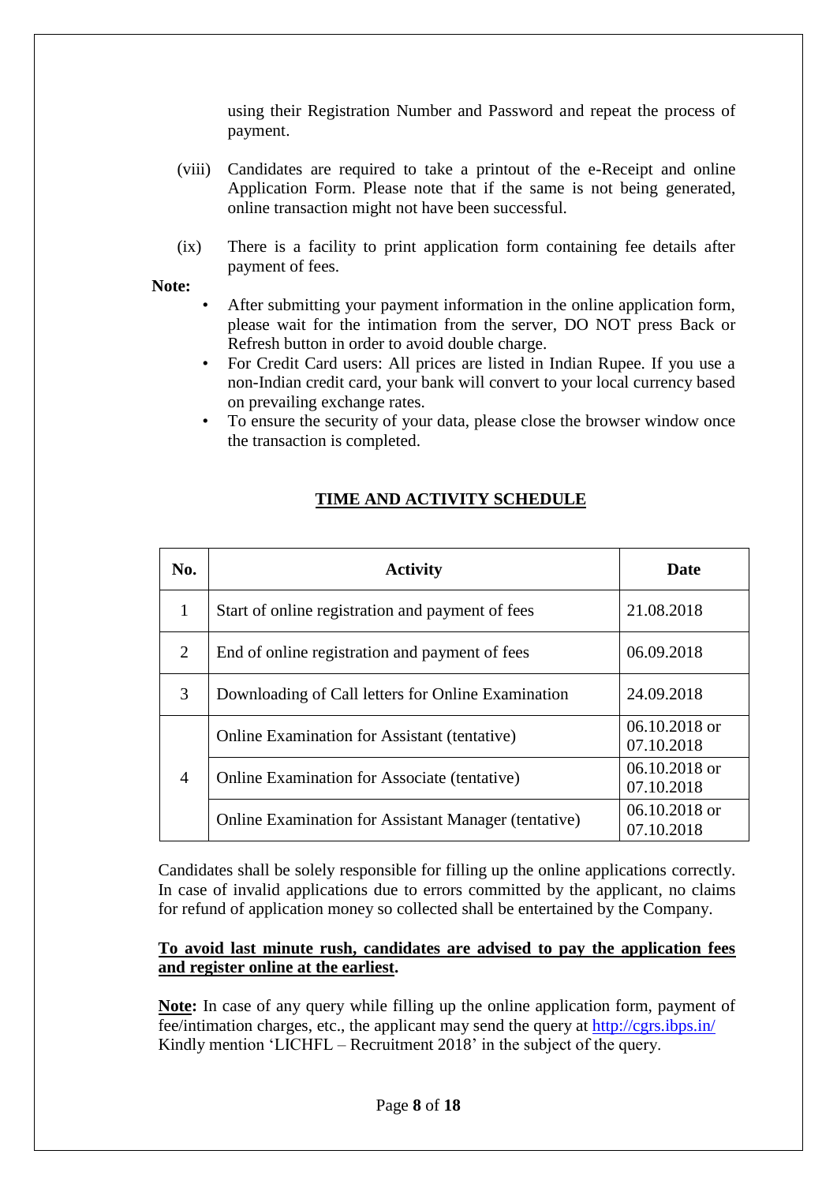using their Registration Number and Password and repeat the process of payment.

(viii) Candidates are required to take a printout of the e-Receipt and online Application Form. Please note that if the same is not being generated, online transaction might not have been successful.

(ix) There is a facility to print application form containing fee details after payment of fees.

**Note:**

- After submitting your payment information in the online application form, please wait for the intimation from the server, DO NOT press Back or Refresh button in order to avoid double charge.
- For Credit Card users: All prices are listed in Indian Rupee. If you use a non-Indian credit card, your bank will convert to your local currency based on prevailing exchange rates.
- To ensure the security of your data, please close the browser window once the transaction is completed.

## TIME AND ACTIVITY SCHEDULE

| No. | Activity | Date |
|---|---|---|
| 1 | Start of online registration and payment of fees | 21.08.2018 |
| 2 | End of online registration and payment of fees | 06.09.2018 |
| 3 | Downloading of Call letters for Online Examination | 24.09.2018 |
| 4 | Online Examination for Assistant (tentative) | 06.10.2018 or 07.10.2018 |
| | Online Examination for Associate (tentative) | 06.10.2018 or 07.10.2018 |
| | Online Examination for Assistant Manager (tentative) | 06.10.2018 or 07.10.2018 |

Candidates shall be solely responsible for filling up the online applications correctly. In case of invalid applications due to errors committed by the applicant, no claims for refund of application money so collected shall be entertained by the Company.

**To avoid last minute rush, candidates are advised to pay the application fees and register online at the earliest.**

**Note:** In case of any query while filling up the online application form, payment of fee/intimation charges, etc., the applicant may send the query at http://cgrs.ibps.in/ Kindly mention 'LICHFL – Recruitment 2018' in the subject of the query.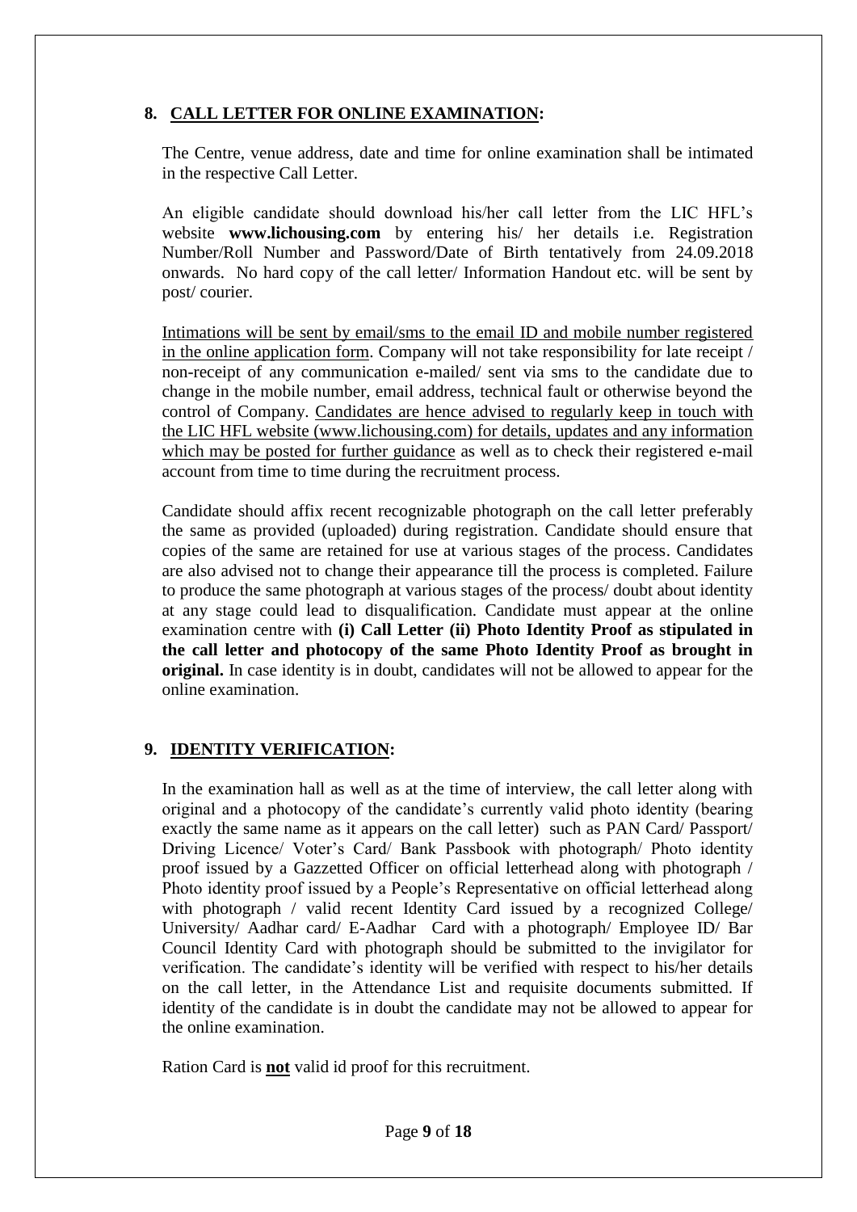## 8. CALL LETTER FOR ONLINE EXAMINATION:

The Centre, venue address, date and time for online examination shall be intimated in the respective Call Letter.

An eligible candidate should download his/her call letter from the LIC HFL's website **www.lichousing.com** by entering his/ her details i.e. Registration Number/Roll Number and Password/Date of Birth tentatively from 24.09.2018 onwards. No hard copy of the call letter/ Information Handout etc. will be sent by post/ courier.

Intimations will be sent by email/sms to the email ID and mobile number registered in the online application form. Company will not take responsibility for late receipt / non-receipt of any communication e-mailed/ sent via sms to the candidate due to change in the mobile number, email address, technical fault or otherwise beyond the control of Company. Candidates are hence advised to regularly keep in touch with the LIC HFL website (www.lichousing.com) for details, updates and any information which may be posted for further guidance as well as to check their registered e-mail account from time to time during the recruitment process.

Candidate should affix recent recognizable photograph on the call letter preferably the same as provided (uploaded) during registration. Candidate should ensure that copies of the same are retained for use at various stages of the process. Candidates are also advised not to change their appearance till the process is completed. Failure to produce the same photograph at various stages of the process/ doubt about identity at any stage could lead to disqualification. Candidate must appear at the online examination centre with **(i) Call Letter (ii) Photo Identity Proof as stipulated in the call letter and photocopy of the same Photo Identity Proof as brought in original.** In case identity is in doubt, candidates will not be allowed to appear for the online examination.

## 9. IDENTITY VERIFICATION:

In the examination hall as well as at the time of interview, the call letter along with original and a photocopy of the candidate's currently valid photo identity (bearing exactly the same name as it appears on the call letter) such as PAN Card/ Passport/ Driving Licence/ Voter's Card/ Bank Passbook with photograph/ Photo identity proof issued by a Gazzetted Officer on official letterhead along with photograph / Photo identity proof issued by a People's Representative on official letterhead along with photograph / valid recent Identity Card issued by a recognized College/ University/ Aadhar card/ E-Aadhar Card with a photograph/ Employee ID/ Bar Council Identity Card with photograph should be submitted to the invigilator for verification. The candidate's identity will be verified with respect to his/her details on the call letter, in the Attendance List and requisite documents submitted. If identity of the candidate is in doubt the candidate may not be allowed to appear for the online examination.

Ration Card is **not** valid id proof for this recruitment.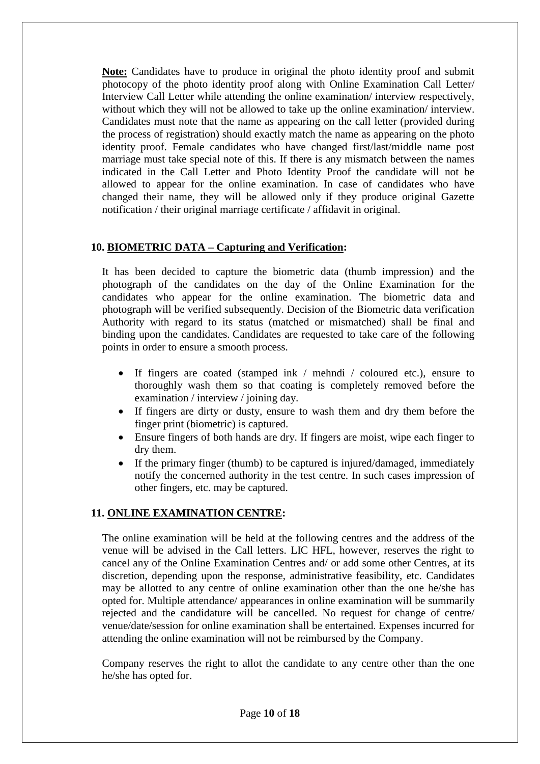**Note:** Candidates have to produce in original the photo identity proof and submit photocopy of the photo identity proof along with Online Examination Call Letter/ Interview Call Letter while attending the online examination/ interview respectively, without which they will not be allowed to take up the online examination/ interview. Candidates must note that the name as appearing on the call letter (provided during the process of registration) should exactly match the name as appearing on the photo identity proof. Female candidates who have changed first/last/middle name post marriage must take special note of this. If there is any mismatch between the names indicated in the Call Letter and Photo Identity Proof the candidate will not be allowed to appear for the online examination. In case of candidates who have changed their name, they will be allowed only if they produce original Gazette notification / their original marriage certificate / affidavit in original.

## 10. BIOMETRIC DATA – Capturing and Verification:

It has been decided to capture the biometric data (thumb impression) and the photograph of the candidates on the day of the Online Examination for the candidates who appear for the online examination. The biometric data and photograph will be verified subsequently. Decision of the Biometric data verification Authority with regard to its status (matched or mismatched) shall be final and binding upon the candidates. Candidates are requested to take care of the following points in order to ensure a smooth process.

- If fingers are coated (stamped ink / mehndi / coloured etc.), ensure to thoroughly wash them so that coating is completely removed before the examination / interview / joining day.
- If fingers are dirty or dusty, ensure to wash them and dry them before the finger print (biometric) is captured.
- Ensure fingers of both hands are dry. If fingers are moist, wipe each finger to dry them.
- If the primary finger (thumb) to be captured is injured/damaged, immediately notify the concerned authority in the test centre. In such cases impression of other fingers, etc. may be captured.

## 11. ONLINE EXAMINATION CENTRE:

The online examination will be held at the following centres and the address of the venue will be advised in the Call letters. LIC HFL, however, reserves the right to cancel any of the Online Examination Centres and/ or add some other Centres, at its discretion, depending upon the response, administrative feasibility, etc. Candidates may be allotted to any centre of online examination other than the one he/she has opted for. Multiple attendance/ appearances in online examination will be summarily rejected and the candidature will be cancelled. No request for change of centre/ venue/date/session for online examination shall be entertained. Expenses incurred for attending the online examination will not be reimbursed by the Company.

Company reserves the right to allot the candidate to any centre other than the one he/she has opted for.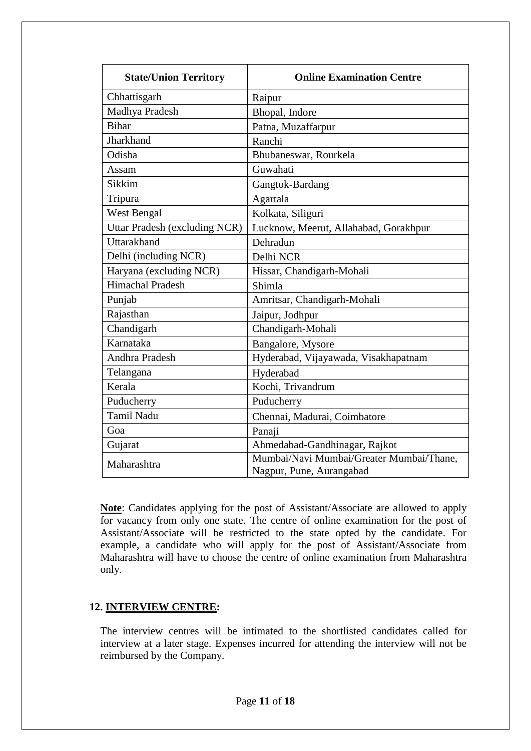| State/Union Territory | Online Examination Centre |
|---|---|
| Chhattisgarh | Raipur |
| Madhya Pradesh | Bhopal, Indore |
| Bihar | Patna, Muzaffarpur |
| Jharkhand | Ranchi |
| Odisha | Bhubaneswar, Rourkela |
| Assam | Guwahati |
| Sikkim | Gangtok-Bardang |
| Tripura | Agartala |
| West Bengal | Kolkata, Siliguri |
| Uttar Pradesh (excluding NCR) | Lucknow, Meerut, Allahabad, Gorakhpur |
| Uttarakhand | Dehradun |
| Delhi (including NCR) | Delhi NCR |
| Haryana (excluding NCR) | Hissar, Chandigarh-Mohali |
| Himachal Pradesh | Shimla |
| Punjab | Amritsar, Chandigarh-Mohali |
| Rajasthan | Jaipur, Jodhpur |
| Chandigarh | Chandigarh-Mohali |
| Karnataka | Bangalore, Mysore |
| Andhra Pradesh | Hyderabad, Vijayawada, Visakhapatnam |
| Telangana | Hyderabad |
| Kerala | Kochi, Trivandrum |
| Puducherry | Puducherry |
| Tamil Nadu | Chennai, Madurai, Coimbatore |
| Goa | Panaji |
| Gujarat | Ahmedabad-Gandhinagar, Rajkot |
| Maharashtra | Mumbai/Navi Mumbai/Greater Mumbai/Thane, Nagpur, Pune, Aurangabad |

**Note**: Candidates applying for the post of Assistant/Associate are allowed to apply for vacancy from only one state. The centre of online examination for the post of Assistant/Associate will be restricted to the state opted by the candidate. For example, a candidate who will apply for the post of Assistant/Associate from Maharashtra will have to choose the centre of online examination from Maharashtra only.

## 12. INTERVIEW CENTRE:

The interview centres will be intimated to the shortlisted candidates called for interview at a later stage. Expenses incurred for attending the interview will not be reimbursed by the Company.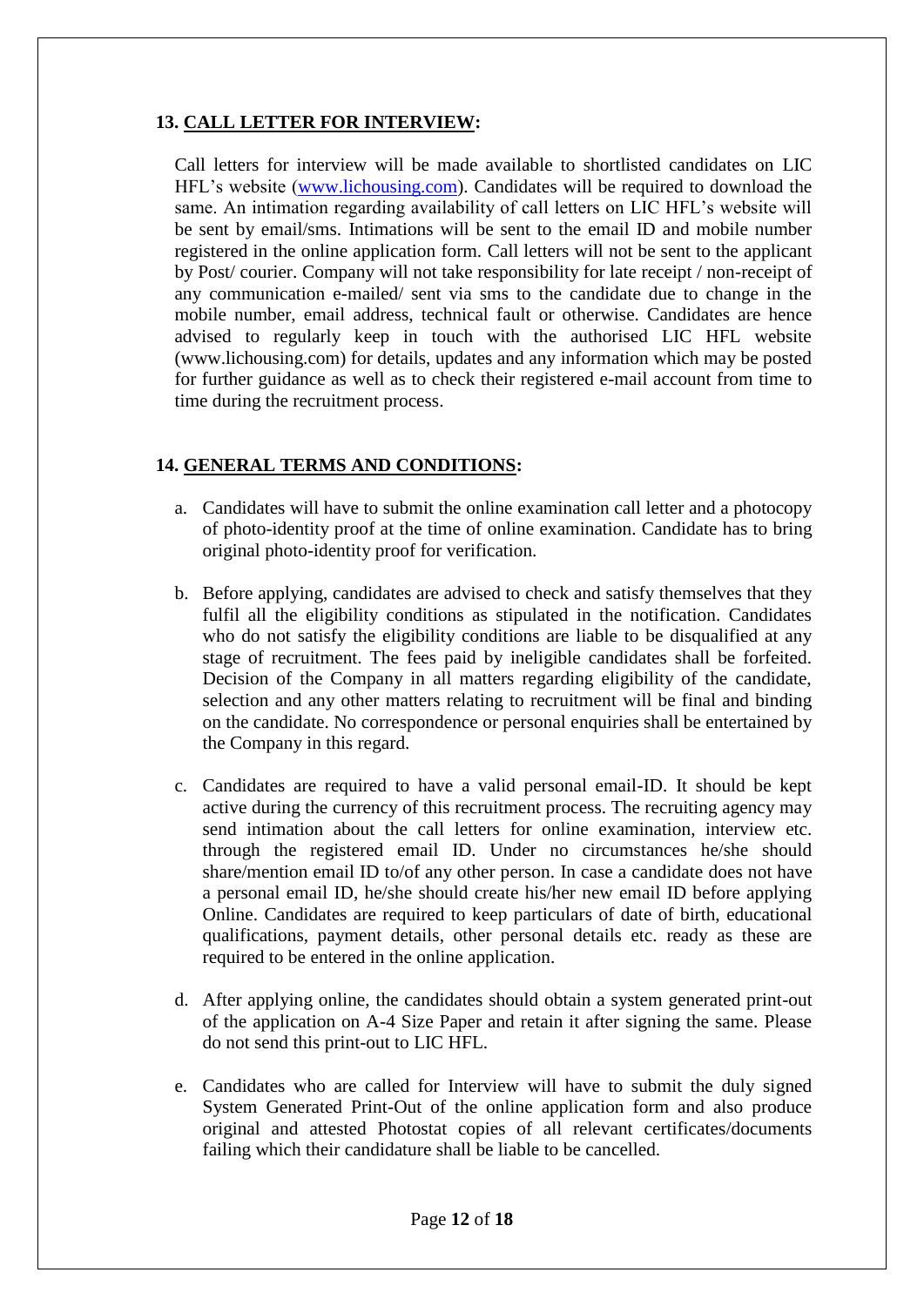### 13. <u>CALL LETTER FOR INTERVIEW</u>:

Call letters for interview will be made available to shortlisted candidates on LIC HFL's website ([www.lichousing.com](http://www.lichousing.com)). Candidates will be required to download the same. An intimation regarding availability of call letters on LIC HFL's website will be sent by email/sms. Intimations will be sent to the email ID and mobile number registered in the online application form. Call letters will not be sent to the applicant by Post/ courier. Company will not take responsibility for late receipt / non-receipt of any communication e-mailed/ sent via sms to the candidate due to change in the mobile number, email address, technical fault or otherwise. Candidates are hence advised to regularly keep in touch with the authorised LIC HFL website (www.lichousing.com) for details, updates and any information which may be posted for further guidance as well as to check their registered e-mail account from time to time during the recruitment process.

### 14. <u>GENERAL TERMS AND CONDITIONS</u>:

a. Candidates will have to submit the online examination call letter and a photocopy of photo-identity proof at the time of online examination. Candidate has to bring original photo-identity proof for verification.

b. Before applying, candidates are advised to check and satisfy themselves that they fulfil all the eligibility conditions as stipulated in the notification. Candidates who do not satisfy the eligibility conditions are liable to be disqualified at any stage of recruitment. The fees paid by ineligible candidates shall be forfeited. Decision of the Company in all matters regarding eligibility of the candidate, selection and any other matters relating to recruitment will be final and binding on the candidate. No correspondence or personal enquiries shall be entertained by the Company in this regard.

c. Candidates are required to have a valid personal email-ID. It should be kept active during the currency of this recruitment process. The recruiting agency may send intimation about the call letters for online examination, interview etc. through the registered email ID. Under no circumstances he/she should share/mention email ID to/of any other person. In case a candidate does not have a personal email ID, he/she should create his/her new email ID before applying Online. Candidates are required to keep particulars of date of birth, educational qualifications, payment details, other personal details etc. ready as these are required to be entered in the online application.

d. After applying online, the candidates should obtain a system generated print-out of the application on A-4 Size Paper and retain it after signing the same. Please do not send this print-out to LIC HFL.

e. Candidates who are called for Interview will have to submit the duly signed System Generated Print-Out of the online application form and also produce original and attested Photostat copies of all relevant certificates/documents failing which their candidature shall be liable to be cancelled.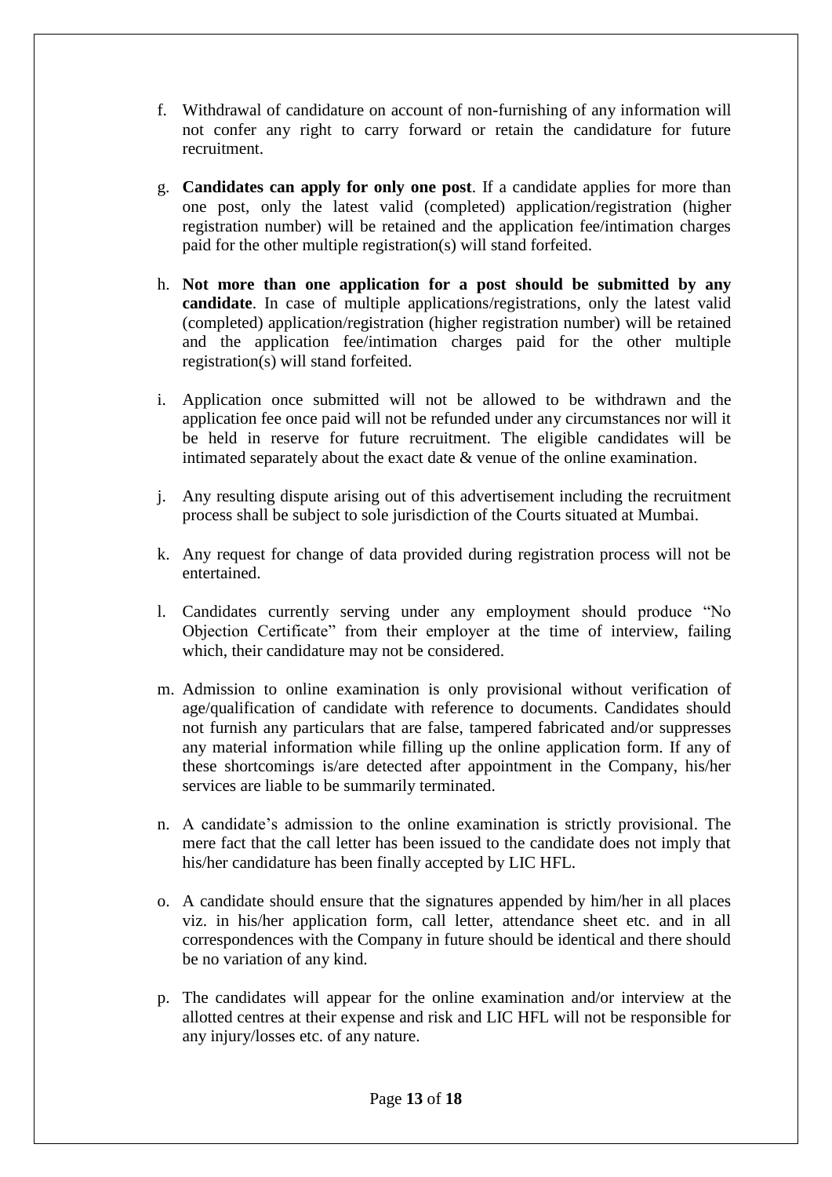f. Withdrawal of candidature on account of non-furnishing of any information will not confer any right to carry forward or retain the candidature for future recruitment.

g. **Candidates can apply for only one post**. If a candidate applies for more than one post, only the latest valid (completed) application/registration (higher registration number) will be retained and the application fee/intimation charges paid for the other multiple registration(s) will stand forfeited.

h. **Not more than one application for a post should be submitted by any candidate**. In case of multiple applications/registrations, only the latest valid (completed) application/registration (higher registration number) will be retained and the application fee/intimation charges paid for the other multiple registration(s) will stand forfeited.

i. Application once submitted will not be allowed to be withdrawn and the application fee once paid will not be refunded under any circumstances nor will it be held in reserve for future recruitment. The eligible candidates will be intimated separately about the exact date & venue of the online examination.

j. Any resulting dispute arising out of this advertisement including the recruitment process shall be subject to sole jurisdiction of the Courts situated at Mumbai.

k. Any request for change of data provided during registration process will not be entertained.

l. Candidates currently serving under any employment should produce "No Objection Certificate" from their employer at the time of interview, failing which, their candidature may not be considered.

m. Admission to online examination is only provisional without verification of age/qualification of candidate with reference to documents. Candidates should not furnish any particulars that are false, tampered fabricated and/or suppresses any material information while filling up the online application form. If any of these shortcomings is/are detected after appointment in the Company, his/her services are liable to be summarily terminated.

n. A candidate's admission to the online examination is strictly provisional. The mere fact that the call letter has been issued to the candidate does not imply that his/her candidature has been finally accepted by LIC HFL.

o. A candidate should ensure that the signatures appended by him/her in all places viz. in his/her application form, call letter, attendance sheet etc. and in all correspondences with the Company in future should be identical and there should be no variation of any kind.

p. The candidates will appear for the online examination and/or interview at the allotted centres at their expense and risk and LIC HFL will not be responsible for any injury/losses etc. of any nature.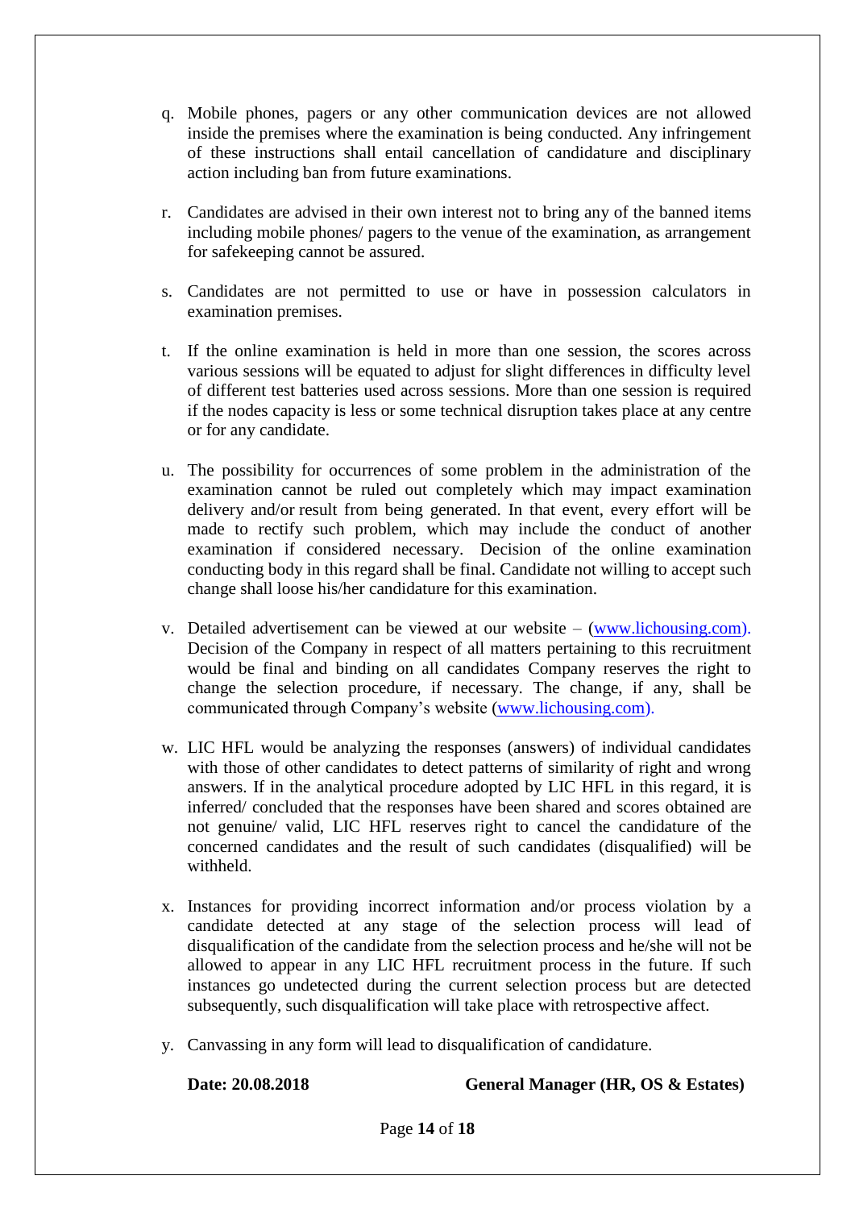q. Mobile phones, pagers or any other communication devices are not allowed inside the premises where the examination is being conducted. Any infringement of these instructions shall entail cancellation of candidature and disciplinary action including ban from future examinations.

r. Candidates are advised in their own interest not to bring any of the banned items including mobile phones/ pagers to the venue of the examination, as arrangement for safekeeping cannot be assured.

s. Candidates are not permitted to use or have in possession calculators in examination premises.

t. If the online examination is held in more than one session, the scores across various sessions will be equated to adjust for slight differences in difficulty level of different test batteries used across sessions. More than one session is required if the nodes capacity is less or some technical disruption takes place at any centre or for any candidate.

u. The possibility for occurrences of some problem in the administration of the examination cannot be ruled out completely which may impact examination delivery and/or result from being generated. In that event, every effort will be made to rectify such problem, which may include the conduct of another examination if considered necessary. Decision of the online examination conducting body in this regard shall be final. Candidate not willing to accept such change shall loose his/her candidature for this examination.

v. Detailed advertisement can be viewed at our website – (www.lichousing.com). Decision of the Company in respect of all matters pertaining to this recruitment would be final and binding on all candidates Company reserves the right to change the selection procedure, if necessary. The change, if any, shall be communicated through Company's website (www.lichousing.com).

w. LIC HFL would be analyzing the responses (answers) of individual candidates with those of other candidates to detect patterns of similarity of right and wrong answers. If in the analytical procedure adopted by LIC HFL in this regard, it is inferred/ concluded that the responses have been shared and scores obtained are not genuine/ valid, LIC HFL reserves right to cancel the candidature of the concerned candidates and the result of such candidates (disqualified) will be withheld.

x. Instances for providing incorrect information and/or process violation by a candidate detected at any stage of the selection process will lead of disqualification of the candidate from the selection process and he/she will not be allowed to appear in any LIC HFL recruitment process in the future. If such instances go undetected during the current selection process but are detected subsequently, such disqualification will take place with retrospective affect.

y. Canvassing in any form will lead to disqualification of candidature.

**Date: 20.08.2018** **General Manager (HR, OS & Estates)**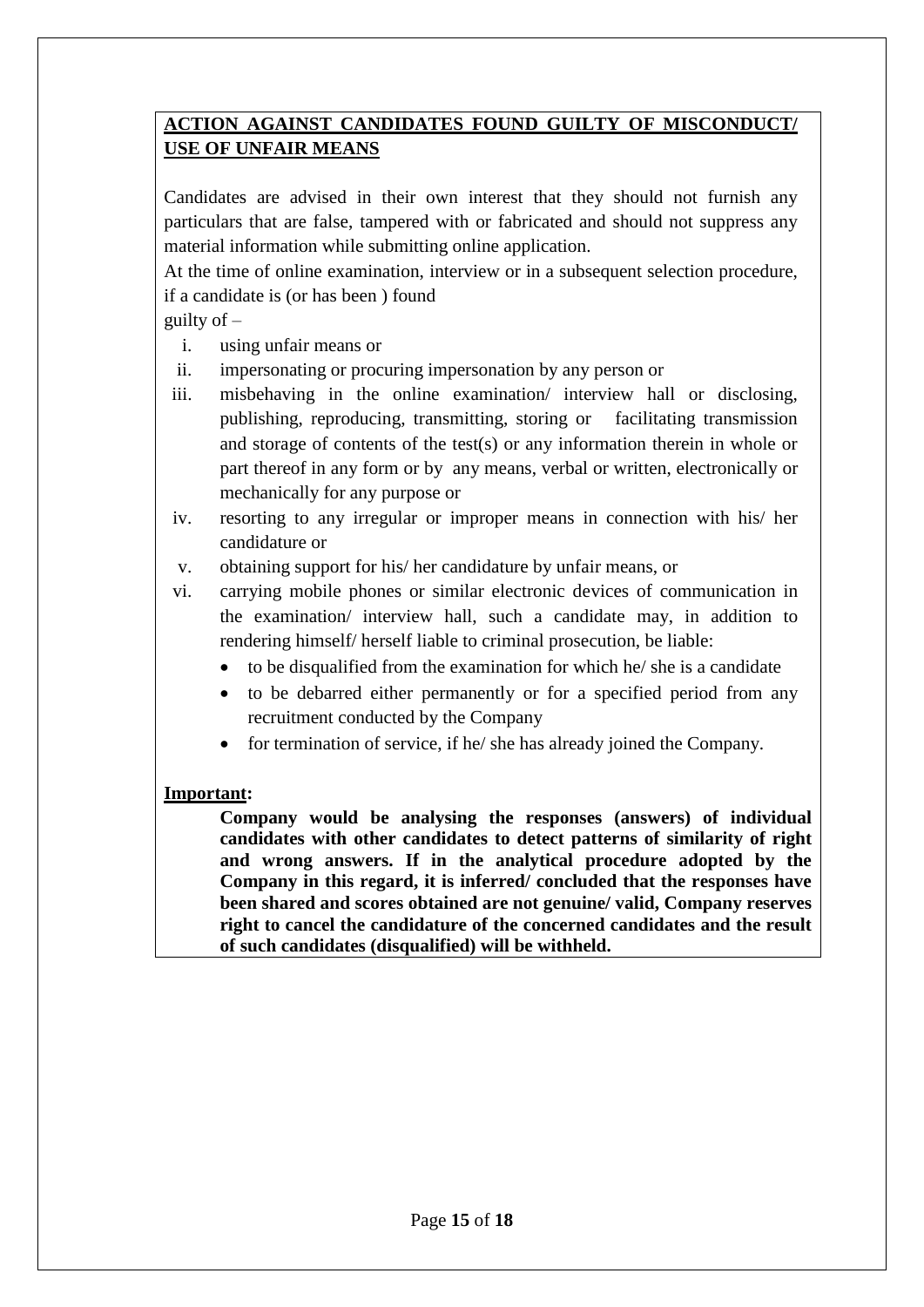**<u>ACTION AGAINST CANDIDATES FOUND GUILTY OF MISCONDUCT/ USE OF UNFAIR MEANS</u>**

Candidates are advised in their own interest that they should not furnish any particulars that are false, tampered with or fabricated and should not suppress any material information while submitting online application.

At the time of online examination, interview or in a subsequent selection procedure, if a candidate is (or has been ) found

guilty of –

i. using unfair means or
ii. impersonating or procuring impersonation by any person or
iii. misbehaving in the online examination/ interview hall or disclosing, publishing, reproducing, transmitting, storing or facilitating transmission and storage of contents of the test(s) or any information therein in whole or part thereof in any form or by any means, verbal or written, electronically or mechanically for any purpose or
iv. resorting to any irregular or improper means in connection with his/ her candidature or
v. obtaining support for his/ her candidature by unfair means, or
vi. carrying mobile phones or similar electronic devices of communication in the examination/ interview hall, such a candidate may, in addition to rendering himself/ herself liable to criminal prosecution, be liable:
    - to be disqualified from the examination for which he/ she is a candidate
    - to be debarred either permanently or for a specified period from any recruitment conducted by the Company
    - for termination of service, if he/ she has already joined the Company.

**<u>Important</u>:**

**Company would be analysing the responses (answers) of individual candidates with other candidates to detect patterns of similarity of right and wrong answers. If in the analytical procedure adopted by the Company in this regard, it is inferred/ concluded that the responses have been shared and scores obtained are not genuine/ valid, Company reserves right to cancel the candidature of the concerned candidates and the result of such candidates (disqualified) will be withheld.**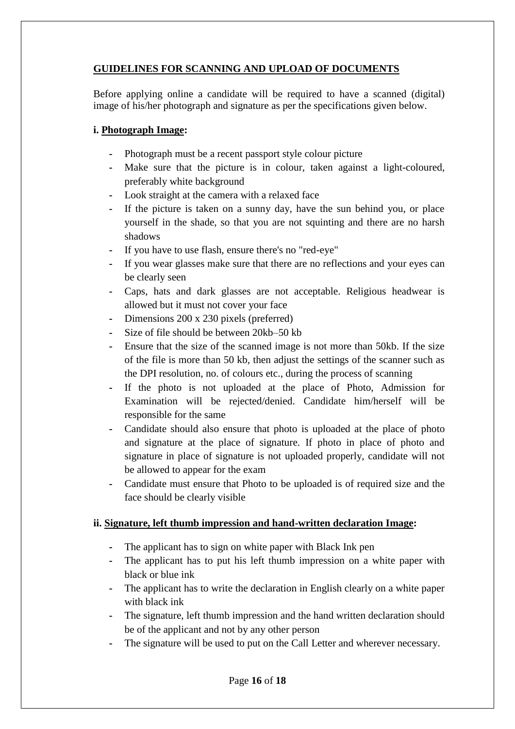## GUIDELINES FOR SCANNING AND UPLOAD OF DOCUMENTS

Before applying online a candidate will be required to have a scanned (digital) image of his/her photograph and signature as per the specifications given below.

### i. Photograph Image:

- Photograph must be a recent passport style colour picture
- Make sure that the picture is in colour, taken against a light-coloured, preferably white background
- Look straight at the camera with a relaxed face
- If the picture is taken on a sunny day, have the sun behind you, or place yourself in the shade, so that you are not squinting and there are no harsh shadows
- If you have to use flash, ensure there's no "red-eye"
- If you wear glasses make sure that there are no reflections and your eyes can be clearly seen
- Caps, hats and dark glasses are not acceptable. Religious headwear is allowed but it must not cover your face
- Dimensions 200 x 230 pixels (preferred)
- Size of file should be between 20kb–50 kb
- Ensure that the size of the scanned image is not more than 50kb. If the size of the file is more than 50 kb, then adjust the settings of the scanner such as the DPI resolution, no. of colours etc., during the process of scanning
- If the photo is not uploaded at the place of Photo, Admission for Examination will be rejected/denied. Candidate him/herself will be responsible for the same
- Candidate should also ensure that photo is uploaded at the place of photo and signature at the place of signature. If photo in place of photo and signature in place of signature is not uploaded properly, candidate will not be allowed to appear for the exam
- Candidate must ensure that Photo to be uploaded is of required size and the face should be clearly visible

### ii. Signature, left thumb impression and hand-written declaration Image:

- The applicant has to sign on white paper with Black Ink pen
- The applicant has to put his left thumb impression on a white paper with black or blue ink
- The applicant has to write the declaration in English clearly on a white paper with black ink
- The signature, left thumb impression and the hand written declaration should be of the applicant and not by any other person
- The signature will be used to put on the Call Letter and wherever necessary.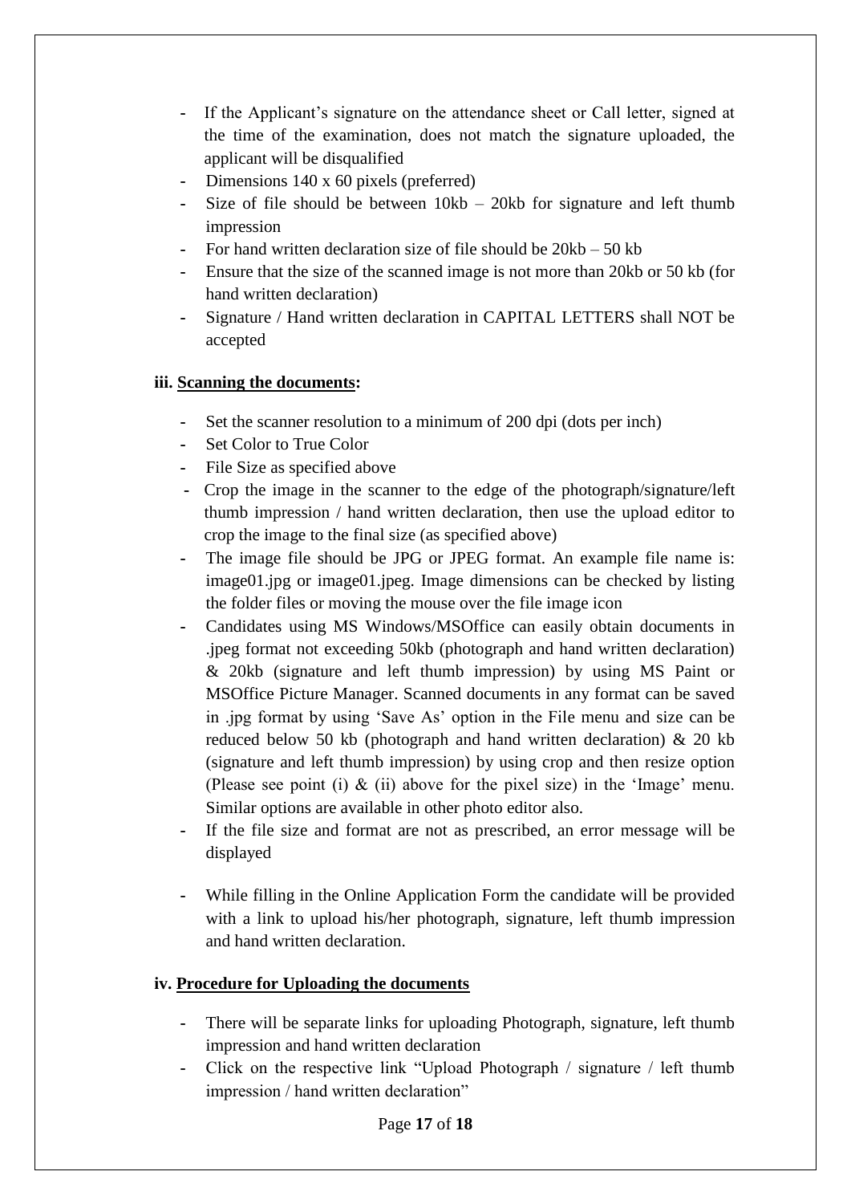- If the Applicant's signature on the attendance sheet or Call letter, signed at the time of the examination, does not match the signature uploaded, the applicant will be disqualified
- Dimensions 140 x 60 pixels (preferred)
- Size of file should be between 10kb – 20kb for signature and left thumb impression
- For hand written declaration size of file should be 20kb – 50 kb
- Ensure that the size of the scanned image is not more than 20kb or 50 kb (for hand written declaration)
- Signature / Hand written declaration in CAPITAL LETTERS shall NOT be accepted

**iii. Scanning the documents:**

- Set the scanner resolution to a minimum of 200 dpi (dots per inch)
- Set Color to True Color
- File Size as specified above
- Crop the image in the scanner to the edge of the photograph/signature/left thumb impression / hand written declaration, then use the upload editor to crop the image to the final size (as specified above)
- The image file should be JPG or JPEG format. An example file name is: image01.jpg or image01.jpeg. Image dimensions can be checked by listing the folder files or moving the mouse over the file image icon
- Candidates using MS Windows/MSOffice can easily obtain documents in .jpeg format not exceeding 50kb (photograph and hand written declaration) & 20kb (signature and left thumb impression) by using MS Paint or MSOffice Picture Manager. Scanned documents in any format can be saved in .jpg format by using 'Save As' option in the File menu and size can be reduced below 50 kb (photograph and hand written declaration) & 20 kb (signature and left thumb impression) by using crop and then resize option (Please see point (i) & (ii) above for the pixel size) in the 'Image' menu. Similar options are available in other photo editor also.
- If the file size and format are not as prescribed, an error message will be displayed
- While filling in the Online Application Form the candidate will be provided with a link to upload his/her photograph, signature, left thumb impression and hand written declaration.

**iv. Procedure for Uploading the documents**

- There will be separate links for uploading Photograph, signature, left thumb impression and hand written declaration
- Click on the respective link "Upload Photograph / signature / left thumb impression / hand written declaration"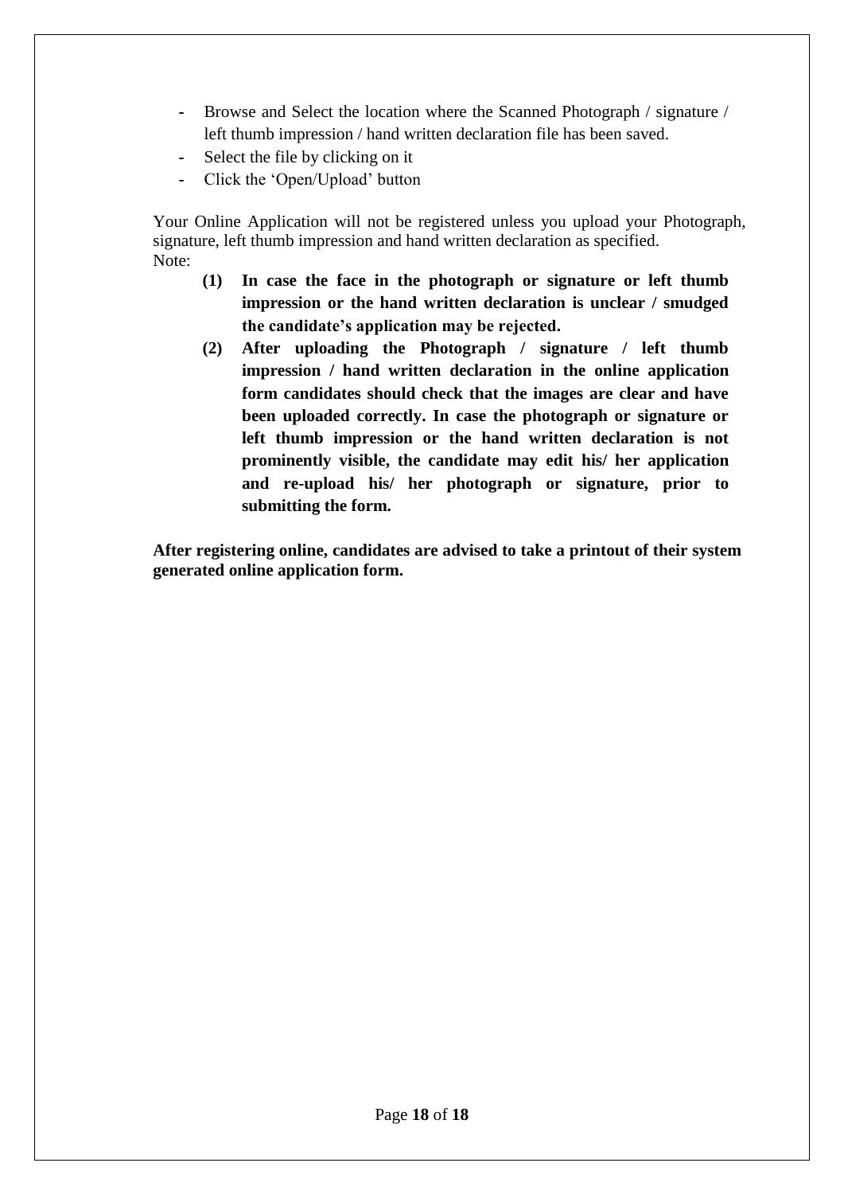- Browse and Select the location where the Scanned Photograph / signature / left thumb impression / hand written declaration file has been saved.
- Select the file by clicking on it
- Click the 'Open/Upload' button

Your Online Application will not be registered unless you upload your Photograph, signature, left thumb impression and hand written declaration as specified.
Note:

**(1) In case the face in the photograph or signature or left thumb impression or the hand written declaration is unclear / smudged the candidate's application may be rejected.**

**(2) After uploading the Photograph / signature / left thumb impression / hand written declaration in the online application form candidates should check that the images are clear and have been uploaded correctly. In case the photograph or signature or left thumb impression or the hand written declaration is not prominently visible, the candidate may edit his/ her application and re-upload his/ her photograph or signature, prior to submitting the form.**

**After registering online, candidates are advised to take a printout of their system generated online application form.**